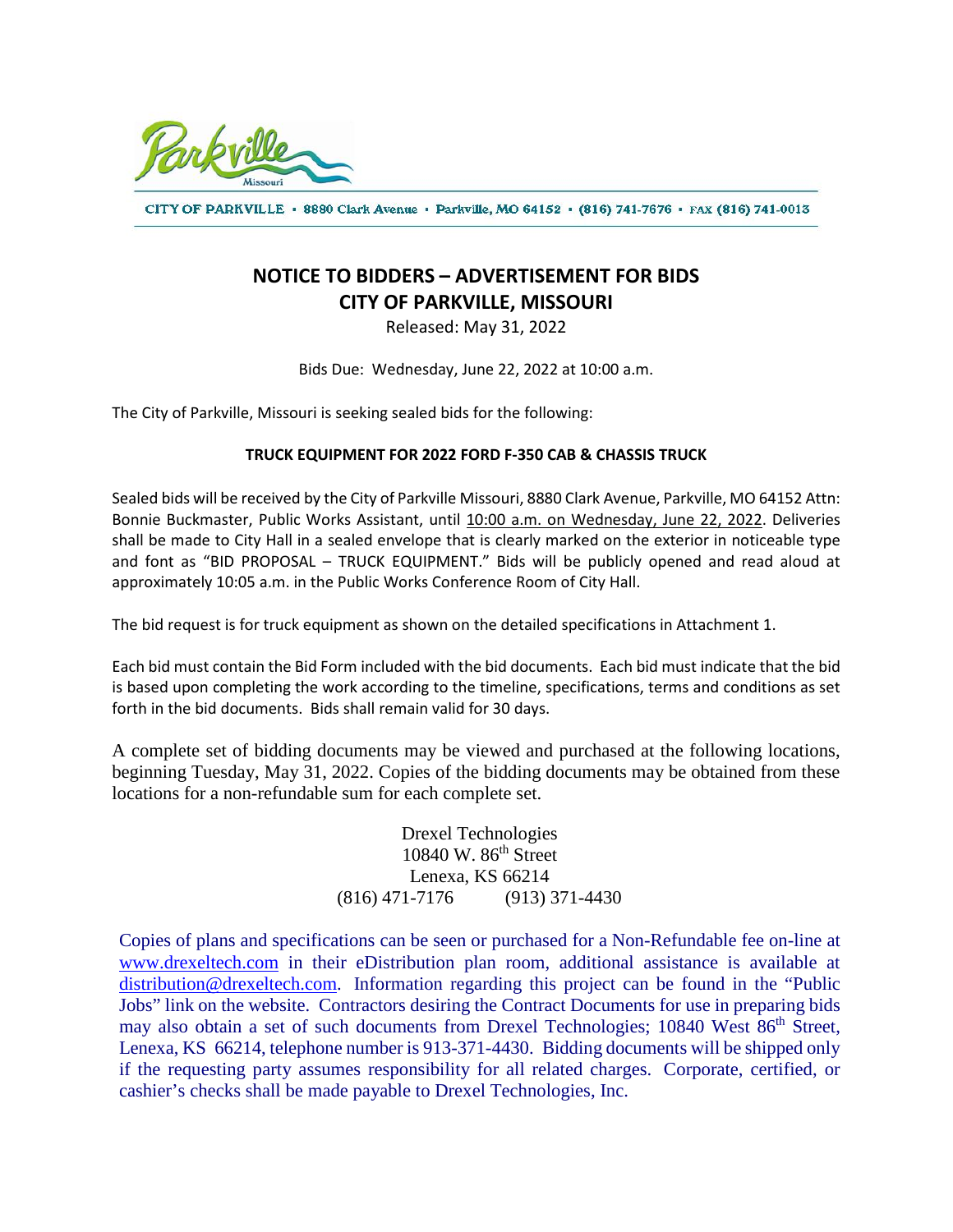Parkville Missouri

CITY OF PARKVILLE • 8880 Clark Avenue • Parkville, MO 64152 • (816) 741-7676 • FAX (816) 741-0013

# NOTICE TO BIDDERS – ADVERTISEMENT FOR BIDS
# CITY OF PARKVILLE, MISSOURI

Released: May 31, 2022

Bids Due: Wednesday, June 22, 2022 at 10:00 a.m.

The City of Parkville, Missouri is seeking sealed bids for the following:

**TRUCK EQUIPMENT FOR 2022 FORD F-350 CAB & CHASSIS TRUCK**

Sealed bids will be received by the City of Parkville Missouri, 8880 Clark Avenue, Parkville, MO 64152 Attn: Bonnie Buckmaster, Public Works Assistant, until 10:00 a.m. on Wednesday, June 22, 2022. Deliveries shall be made to City Hall in a sealed envelope that is clearly marked on the exterior in noticeable type and font as "BID PROPOSAL – TRUCK EQUIPMENT." Bids will be publicly opened and read aloud at approximately 10:05 a.m. in the Public Works Conference Room of City Hall.

The bid request is for truck equipment as shown on the detailed specifications in Attachment 1.

Each bid must contain the Bid Form included with the bid documents. Each bid must indicate that the bid is based upon completing the work according to the timeline, specifications, terms and conditions as set forth in the bid documents. Bids shall remain valid for 30 days.

A complete set of bidding documents may be viewed and purchased at the following locations, beginning Tuesday, May 31, 2022. Copies of the bidding documents may be obtained from these locations for a non-refundable sum for each complete set.

Drexel Technologies
10840 W. 86th Street
Lenexa, KS 66214
(816) 471-7176 (913) 371-4430

Copies of plans and specifications can be seen or purchased for a Non-Refundable fee on-line at www.drexeltech.com in their eDistribution plan room, additional assistance is available at distribution@drexeltech.com. Information regarding this project can be found in the "Public Jobs" link on the website. Contractors desiring the Contract Documents for use in preparing bids may also obtain a set of such documents from Drexel Technologies; 10840 West 86th Street, Lenexa, KS 66214, telephone number is 913-371-4430. Bidding documents will be shipped only if the requesting party assumes responsibility for all related charges. Corporate, certified, or cashier's checks shall be made payable to Drexel Technologies, Inc.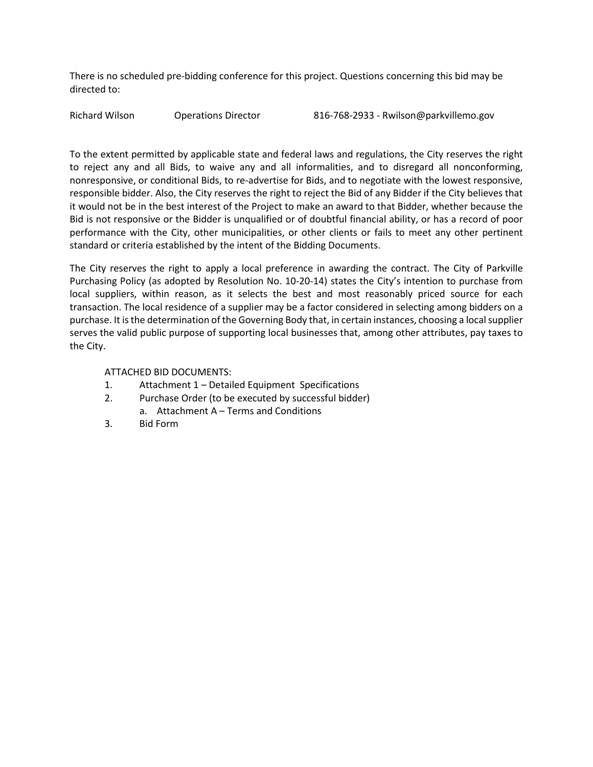There is no scheduled pre-bidding conference for this project. Questions concerning this bid may be directed to:

Richard Wilson    Operations Director    816-768-2933 - Rwilson@parkvillemo.gov

To the extent permitted by applicable state and federal laws and regulations, the City reserves the right to reject any and all Bids, to waive any and all informalities, and to disregard all nonconforming, nonresponsive, or conditional Bids, to re-advertise for Bids, and to negotiate with the lowest responsive, responsible bidder. Also, the City reserves the right to reject the Bid of any Bidder if the City believes that it would not be in the best interest of the Project to make an award to that Bidder, whether because the Bid is not responsive or the Bidder is unqualified or of doubtful financial ability, or has a record of poor performance with the City, other municipalities, or other clients or fails to meet any other pertinent standard or criteria established by the intent of the Bidding Documents.

The City reserves the right to apply a local preference in awarding the contract. The City of Parkville Purchasing Policy (as adopted by Resolution No. 10-20-14) states the City's intention to purchase from local suppliers, within reason, as it selects the best and most reasonably priced source for each transaction. The local residence of a supplier may be a factor considered in selecting among bidders on a purchase. It is the determination of the Governing Body that, in certain instances, choosing a local supplier serves the valid public purpose of supporting local businesses that, among other attributes, pay taxes to the City.

ATTACHED BID DOCUMENTS:

1. Attachment 1 – Detailed Equipment Specifications
2. Purchase Order (to be executed by successful bidder)
   a. Attachment A – Terms and Conditions
3. Bid Form